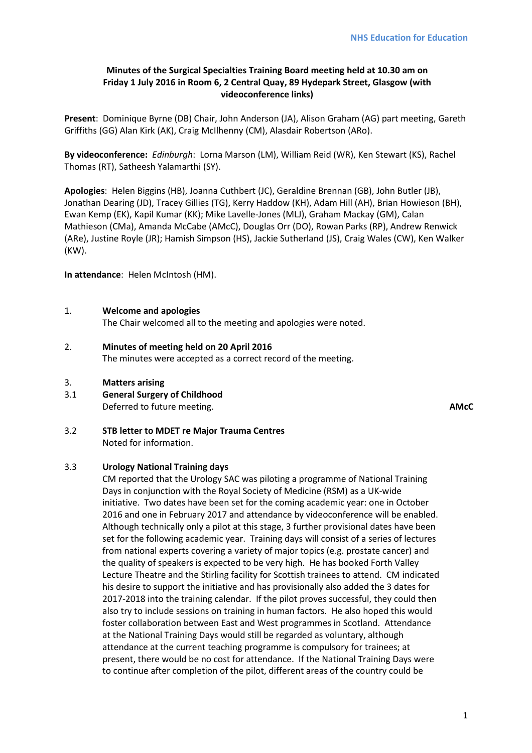**NHS Education for Education**

**Minutes of the Surgical Specialties Training Board meeting held at 10.30 am on Friday 1 July 2016 in Room 6, 2 Central Quay, 89 Hydepark Street, Glasgow (with videoconference links)**

**Present**: Dominique Byrne (DB) Chair, John Anderson (JA), Alison Graham (AG) part meeting, Gareth Griffiths (GG) Alan Kirk (AK), Craig McIlhenny (CM), Alasdair Robertson (ARo).

**By videoconference:** *Edinburgh*: Lorna Marson (LM), William Reid (WR), Ken Stewart (KS), Rachel Thomas (RT), Satheesh Yalamarthi (SY).

**Apologies**: Helen Biggins (HB), Joanna Cuthbert (JC), Geraldine Brennan (GB), John Butler (JB), Jonathan Dearing (JD), Tracey Gillies (TG), Kerry Haddow (KH), Adam Hill (AH), Brian Howieson (BH), Ewan Kemp (EK), Kapil Kumar (KK); Mike Lavelle-Jones (MLJ), Graham Mackay (GM), Calan Mathieson (CMa), Amanda McCabe (AMcC), Douglas Orr (DO), Rowan Parks (RP), Andrew Renwick (ARe), Justine Royle (JR); Hamish Simpson (HS), Jackie Sutherland (JS), Craig Wales (CW), Ken Walker (KW).

**In attendance**: Helen McIntosh (HM).

1. **Welcome and apologies**
   The Chair welcomed all to the meeting and apologies were noted.

2. **Minutes of meeting held on 20 April 2016**
   The minutes were accepted as a correct record of the meeting.

3. **Matters arising**

3.1 **General Surgery of Childhood**
   Deferred to future meeting. **AMcC**

3.2 **STB letter to MDET re Major Trauma Centres**
   Noted for information.

3.3 **Urology National Training days**
   CM reported that the Urology SAC was piloting a programme of National Training Days in conjunction with the Royal Society of Medicine (RSM) as a UK-wide initiative. Two dates have been set for the coming academic year: one in October 2016 and one in February 2017 and attendance by videoconference will be enabled. Although technically only a pilot at this stage, 3 further provisional dates have been set for the following academic year. Training days will consist of a series of lectures from national experts covering a variety of major topics (e.g. prostate cancer) and the quality of speakers is expected to be very high. He has booked Forth Valley Lecture Theatre and the Stirling facility for Scottish trainees to attend. CM indicated his desire to support the initiative and has provisionally also added the 3 dates for 2017-2018 into the training calendar. If the pilot proves successful, they could then also try to include sessions on training in human factors. He also hoped this would foster collaboration between East and West programmes in Scotland. Attendance at the National Training Days would still be regarded as voluntary, although attendance at the current teaching programme is compulsory for trainees; at present, there would be no cost for attendance. If the National Training Days were to continue after completion of the pilot, different areas of the country could be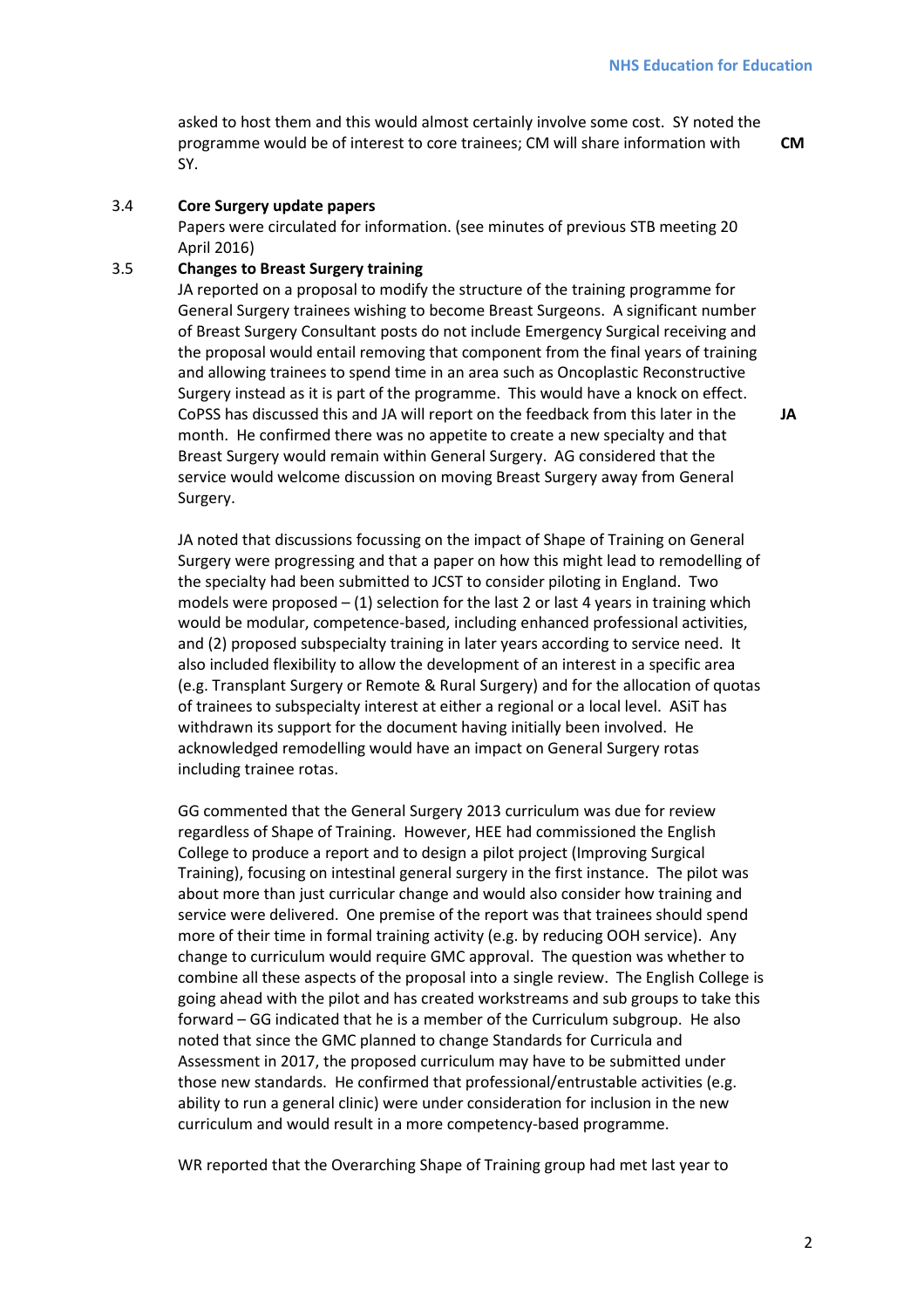asked to host them and this would almost certainly involve some cost. SY noted the programme would be of interest to core trainees; CM will share information with SY. **CM**

3.4 **Core Surgery update papers**

Papers were circulated for information. (see minutes of previous STB meeting 20 April 2016)

3.5 **Changes to Breast Surgery training**

JA reported on a proposal to modify the structure of the training programme for General Surgery trainees wishing to become Breast Surgeons. A significant number of Breast Surgery Consultant posts do not include Emergency Surgical receiving and the proposal would entail removing that component from the final years of training and allowing trainees to spend time in an area such as Oncoplastic Reconstructive Surgery instead as it is part of the programme. This would have a knock on effect. CoPSS has discussed this and JA will report on the feedback from this later in the month. He confirmed there was no appetite to create a new specialty and that Breast Surgery would remain within General Surgery. AG considered that the service would welcome discussion on moving Breast Surgery away from General Surgery. **JA**

JA noted that discussions focussing on the impact of Shape of Training on General Surgery were progressing and that a paper on how this might lead to remodelling of the specialty had been submitted to JCST to consider piloting in England. Two models were proposed – (1) selection for the last 2 or last 4 years in training which would be modular, competence-based, including enhanced professional activities, and (2) proposed subspecialty training in later years according to service need. It also included flexibility to allow the development of an interest in a specific area (e.g. Transplant Surgery or Remote & Rural Surgery) and for the allocation of quotas of trainees to subspecialty interest at either a regional or a local level. ASiT has withdrawn its support for the document having initially been involved. He acknowledged remodelling would have an impact on General Surgery rotas including trainee rotas.

GG commented that the General Surgery 2013 curriculum was due for review regardless of Shape of Training. However, HEE had commissioned the English College to produce a report and to design a pilot project (Improving Surgical Training), focusing on intestinal general surgery in the first instance. The pilot was about more than just curricular change and would also consider how training and service were delivered. One premise of the report was that trainees should spend more of their time in formal training activity (e.g. by reducing OOH service). Any change to curriculum would require GMC approval. The question was whether to combine all these aspects of the proposal into a single review. The English College is going ahead with the pilot and has created workstreams and sub groups to take this forward – GG indicated that he is a member of the Curriculum subgroup. He also noted that since the GMC planned to change Standards for Curricula and Assessment in 2017, the proposed curriculum may have to be submitted under those new standards. He confirmed that professional/entrustable activities (e.g. ability to run a general clinic) were under consideration for inclusion in the new curriculum and would result in a more competency-based programme.

WR reported that the Overarching Shape of Training group had met last year to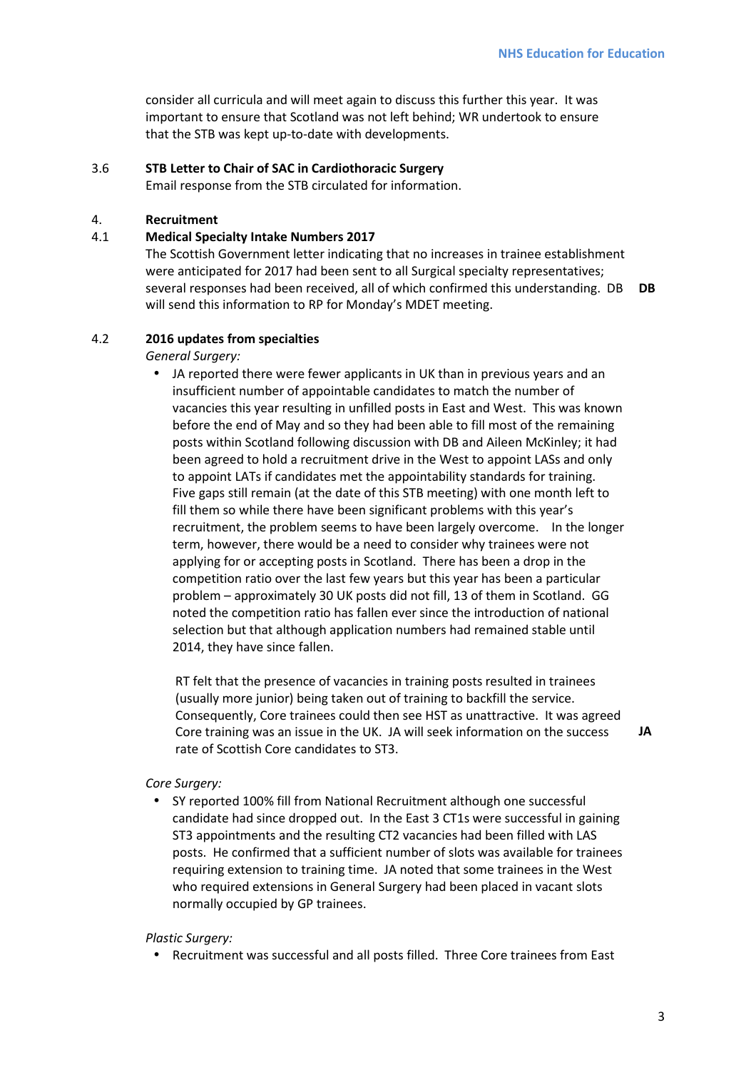consider all curricula and will meet again to discuss this further this year. It was important to ensure that Scotland was not left behind; WR undertook to ensure that the STB was kept up-to-date with developments.

3.6 **STB Letter to Chair of SAC in Cardiothoracic Surgery**

Email response from the STB circulated for information.

4. **Recruitment**

4.1 **Medical Specialty Intake Numbers 2017**

The Scottish Government letter indicating that no increases in trainee establishment were anticipated for 2017 had been sent to all Surgical specialty representatives; several responses had been received, all of which confirmed this understanding. DB will send this information to RP for Monday's MDET meeting. **DB**

4.2 **2016 updates from specialties**

*General Surgery:*

- JA reported there were fewer applicants in UK than in previous years and an insufficient number of appointable candidates to match the number of vacancies this year resulting in unfilled posts in East and West. This was known before the end of May and so they had been able to fill most of the remaining posts within Scotland following discussion with DB and Aileen McKinley; it had been agreed to hold a recruitment drive in the West to appoint LASs and only to appoint LATs if candidates met the appointability standards for training. Five gaps still remain (at the date of this STB meeting) with one month left to fill them so while there have been significant problems with this year's recruitment, the problem seems to have been largely overcome. In the longer term, however, there would be a need to consider why trainees were not applying for or accepting posts in Scotland. There has been a drop in the competition ratio over the last few years but this year has been a particular problem – approximately 30 UK posts did not fill, 13 of them in Scotland. GG noted the competition ratio has fallen ever since the introduction of national selection but that although application numbers had remained stable until 2014, they have since fallen.

  RT felt that the presence of vacancies in training posts resulted in trainees (usually more junior) being taken out of training to backfill the service. Consequently, Core trainees could then see HST as unattractive. It was agreed Core training was an issue in the UK. JA will seek information on the success rate of Scottish Core candidates to ST3. **JA**

*Core Surgery:*

- SY reported 100% fill from National Recruitment although one successful candidate had since dropped out. In the East 3 CT1s were successful in gaining ST3 appointments and the resulting CT2 vacancies had been filled with LAS posts. He confirmed that a sufficient number of slots was available for trainees requiring extension to training time. JA noted that some trainees in the West who required extensions in General Surgery had been placed in vacant slots normally occupied by GP trainees.

*Plastic Surgery:*

- Recruitment was successful and all posts filled. Three Core trainees from East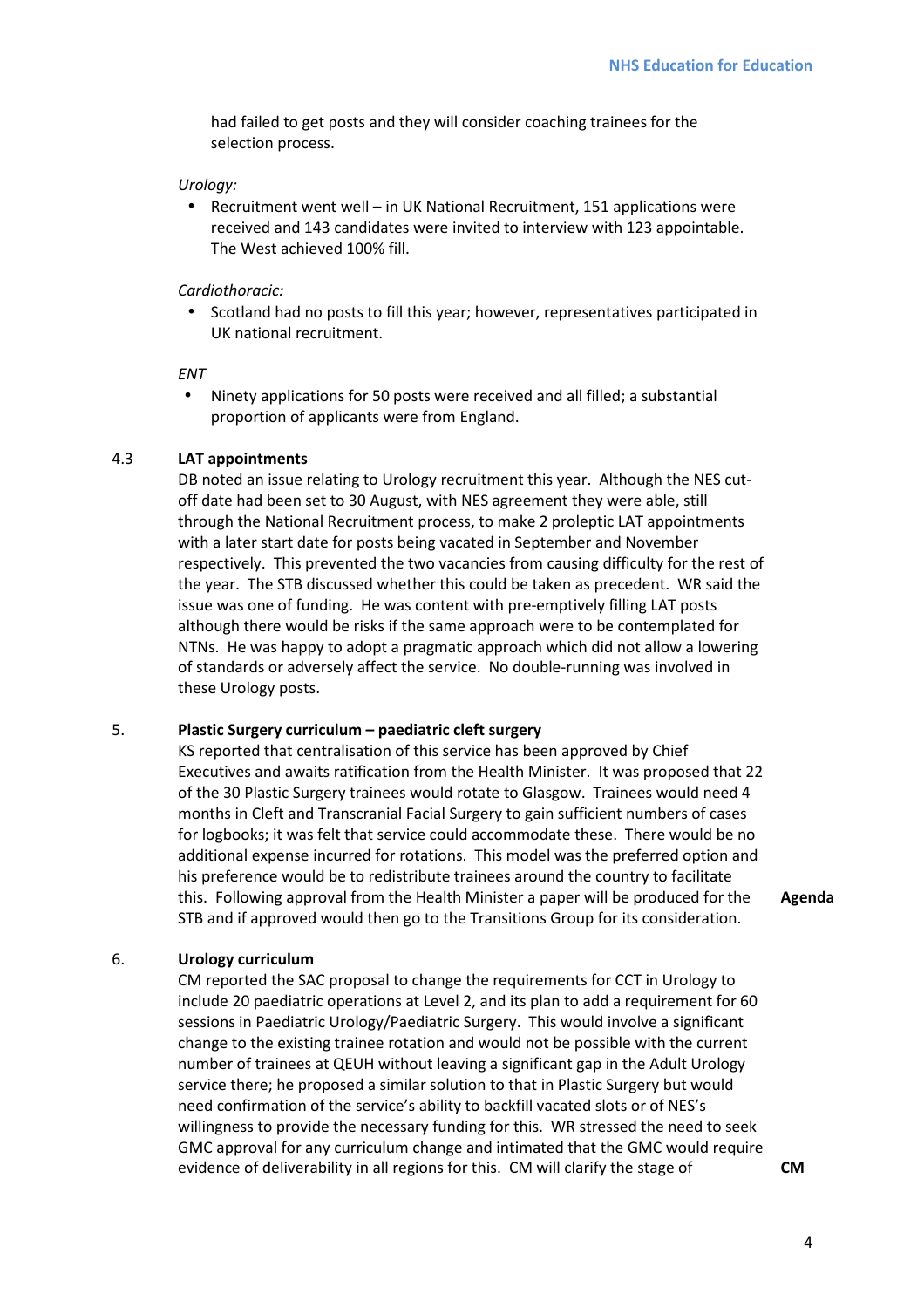had failed to get posts and they will consider coaching trainees for the selection process.

*Urology:*

- Recruitment went well – in UK National Recruitment, 151 applications were received and 143 candidates were invited to interview with 123 appointable. The West achieved 100% fill.

*Cardiothoracic:*

- Scotland had no posts to fill this year; however, representatives participated in UK national recruitment.

*ENT*

- Ninety applications for 50 posts were received and all filled; a substantial proportion of applicants were from England.

4.3 **LAT appointments**

DB noted an issue relating to Urology recruitment this year. Although the NES cut-off date had been set to 30 August, with NES agreement they were able, still through the National Recruitment process, to make 2 proleptic LAT appointments with a later start date for posts being vacated in September and November respectively. This prevented the two vacancies from causing difficulty for the rest of the year. The STB discussed whether this could be taken as precedent. WR said the issue was one of funding. He was content with pre-emptively filling LAT posts although there would be risks if the same approach were to be contemplated for NTNs. He was happy to adopt a pragmatic approach which did not allow a lowering of standards or adversely affect the service. No double-running was involved in these Urology posts.

5. **Plastic Surgery curriculum – paediatric cleft surgery**

KS reported that centralisation of this service has been approved by Chief Executives and awaits ratification from the Health Minister. It was proposed that 22 of the 30 Plastic Surgery trainees would rotate to Glasgow. Trainees would need 4 months in Cleft and Transcranial Facial Surgery to gain sufficient numbers of cases for logbooks; it was felt that service could accommodate these. There would be no additional expense incurred for rotations. This model was the preferred option and his preference would be to redistribute trainees around the country to facilitate this. Following approval from the Health Minister a paper will be produced for the STB and if approved would then go to the Transitions Group for its consideration. **Agenda**

6. **Urology curriculum**

CM reported the SAC proposal to change the requirements for CCT in Urology to include 20 paediatric operations at Level 2, and its plan to add a requirement for 60 sessions in Paediatric Urology/Paediatric Surgery. This would involve a significant change to the existing trainee rotation and would not be possible with the current number of trainees at QEUH without leaving a significant gap in the Adult Urology service there; he proposed a similar solution to that in Plastic Surgery but would need confirmation of the service's ability to backfill vacated slots or of NES's willingness to provide the necessary funding for this. WR stressed the need to seek GMC approval for any curriculum change and intimated that the GMC would require evidence of deliverability in all regions for this. CM will clarify the stage of **CM**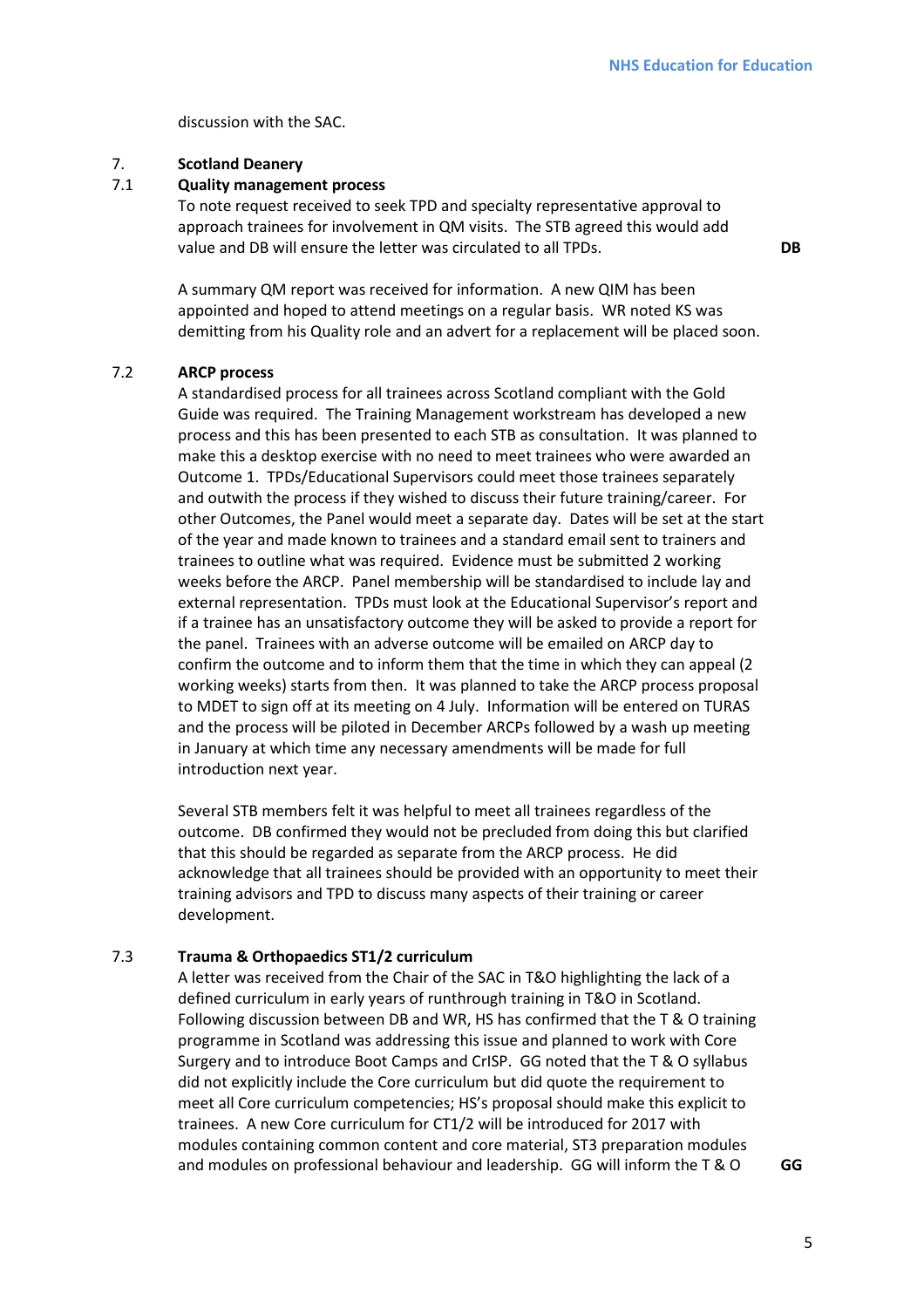discussion with the SAC.

## 7. Scotland Deanery

### 7.1 Quality management process

To note request received to seek TPD and specialty representative approval to approach trainees for involvement in QM visits. The STB agreed this would add value and DB will ensure the letter was circulated to all TPDs. **DB**

A summary QM report was received for information. A new QIM has been appointed and hoped to attend meetings on a regular basis. WR noted KS was demitting from his Quality role and an advert for a replacement will be placed soon.

### 7.2 ARCP process

A standardised process for all trainees across Scotland compliant with the Gold Guide was required. The Training Management workstream has developed a new process and this has been presented to each STB as consultation. It was planned to make this a desktop exercise with no need to meet trainees who were awarded an Outcome 1. TPDs/Educational Supervisors could meet those trainees separately and outwith the process if they wished to discuss their future training/career. For other Outcomes, the Panel would meet a separate day. Dates will be set at the start of the year and made known to trainees and a standard email sent to trainers and trainees to outline what was required. Evidence must be submitted 2 working weeks before the ARCP. Panel membership will be standardised to include lay and external representation. TPDs must look at the Educational Supervisor's report and if a trainee has an unsatisfactory outcome they will be asked to provide a report for the panel. Trainees with an adverse outcome will be emailed on ARCP day to confirm the outcome and to inform them that the time in which they can appeal (2 working weeks) starts from then. It was planned to take the ARCP process proposal to MDET to sign off at its meeting on 4 July. Information will be entered on TURAS and the process will be piloted in December ARCPs followed by a wash up meeting in January at which time any necessary amendments will be made for full introduction next year.

Several STB members felt it was helpful to meet all trainees regardless of the outcome. DB confirmed they would not be precluded from doing this but clarified that this should be regarded as separate from the ARCP process. He did acknowledge that all trainees should be provided with an opportunity to meet their training advisors and TPD to discuss many aspects of their training or career development.

### 7.3 Trauma & Orthopaedics ST1/2 curriculum

A letter was received from the Chair of the SAC in T&O highlighting the lack of a defined curriculum in early years of runthrough training in T&O in Scotland. Following discussion between DB and WR, HS has confirmed that the T & O training programme in Scotland was addressing this issue and planned to work with Core Surgery and to introduce Boot Camps and CrISP. GG noted that the T & O syllabus did not explicitly include the Core curriculum but did quote the requirement to meet all Core curriculum competencies; HS's proposal should make this explicit to trainees. A new Core curriculum for CT1/2 will be introduced for 2017 with modules containing common content and core material, ST3 preparation modules and modules on professional behaviour and leadership. GG will inform the T & O **GG**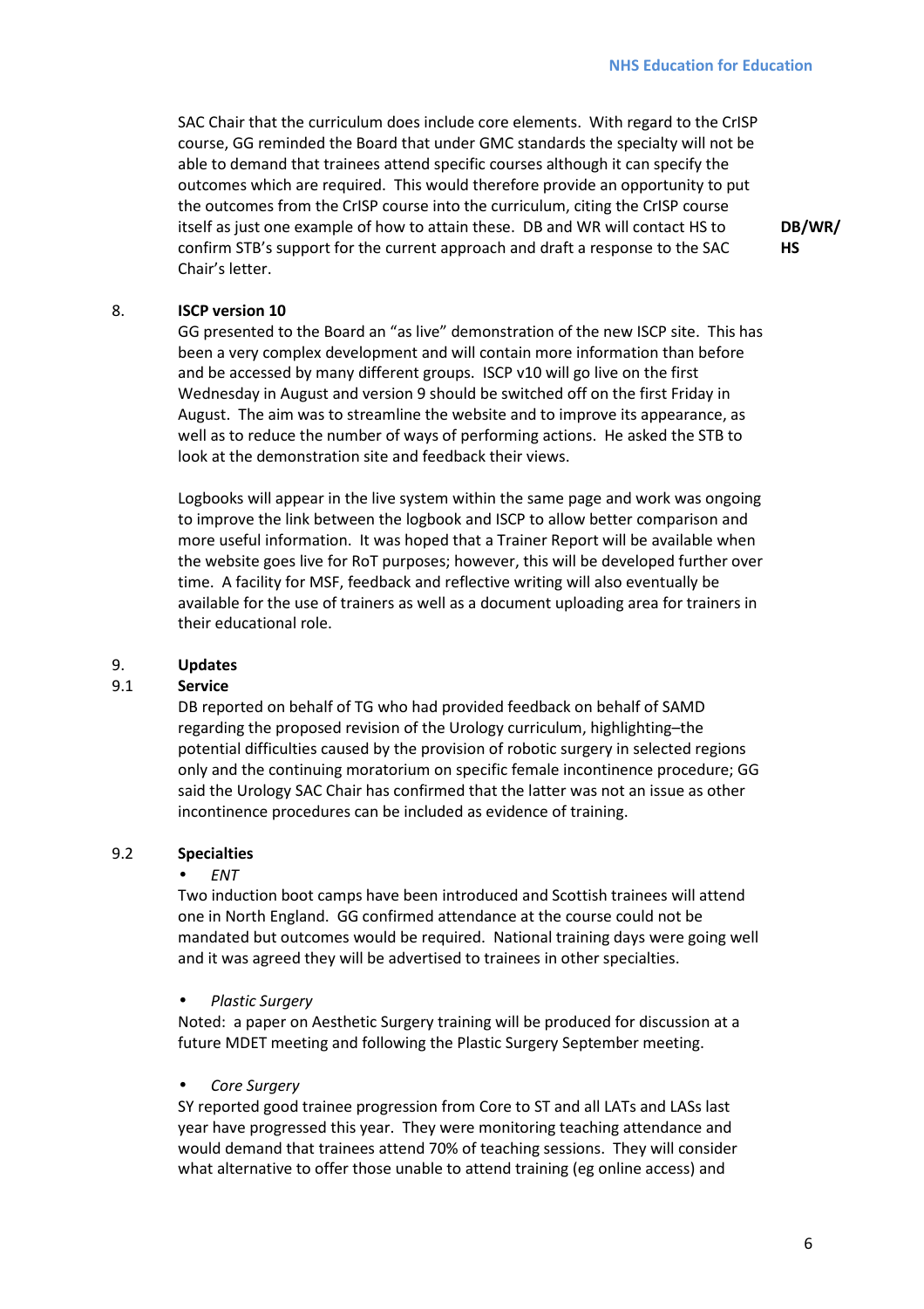SAC Chair that the curriculum does include core elements. With regard to the CrISP course, GG reminded the Board that under GMC standards the specialty will not be able to demand that trainees attend specific courses although it can specify the outcomes which are required. This would therefore provide an opportunity to put the outcomes from the CrISP course into the curriculum, citing the CrISP course itself as just one example of how to attain these. DB and WR will contact HS to confirm STB's support for the current approach and draft a response to the SAC Chair's letter. **DB/WR/HS**

## 8. ISCP version 10

GG presented to the Board an "as live" demonstration of the new ISCP site. This has been a very complex development and will contain more information than before and be accessed by many different groups. ISCP v10 will go live on the first Wednesday in August and version 9 should be switched off on the first Friday in August. The aim was to streamline the website and to improve its appearance, as well as to reduce the number of ways of performing actions. He asked the STB to look at the demonstration site and feedback their views.

Logbooks will appear in the live system within the same page and work was ongoing to improve the link between the logbook and ISCP to allow better comparison and more useful information. It was hoped that a Trainer Report will be available when the website goes live for RoT purposes; however, this will be developed further over time. A facility for MSF, feedback and reflective writing will also eventually be available for the use of trainers as well as a document uploading area for trainers in their educational role.

## 9. Updates

### 9.1 Service

DB reported on behalf of TG who had provided feedback on behalf of SAMD regarding the proposed revision of the Urology curriculum, highlighting–the potential difficulties caused by the provision of robotic surgery in selected regions only and the continuing moratorium on specific female incontinence procedure; GG said the Urology SAC Chair has confirmed that the latter was not an issue as other incontinence procedures can be included as evidence of training.

### 9.2 Specialties

- *ENT*

Two induction boot camps have been introduced and Scottish trainees will attend one in North England. GG confirmed attendance at the course could not be mandated but outcomes would be required. National training days were going well and it was agreed they will be advertised to trainees in other specialties.

- *Plastic Surgery*

Noted: a paper on Aesthetic Surgery training will be produced for discussion at a future MDET meeting and following the Plastic Surgery September meeting.

- *Core Surgery*

SY reported good trainee progression from Core to ST and all LATs and LASs last year have progressed this year. They were monitoring teaching attendance and would demand that trainees attend 70% of teaching sessions. They will consider what alternative to offer those unable to attend training (eg online access) and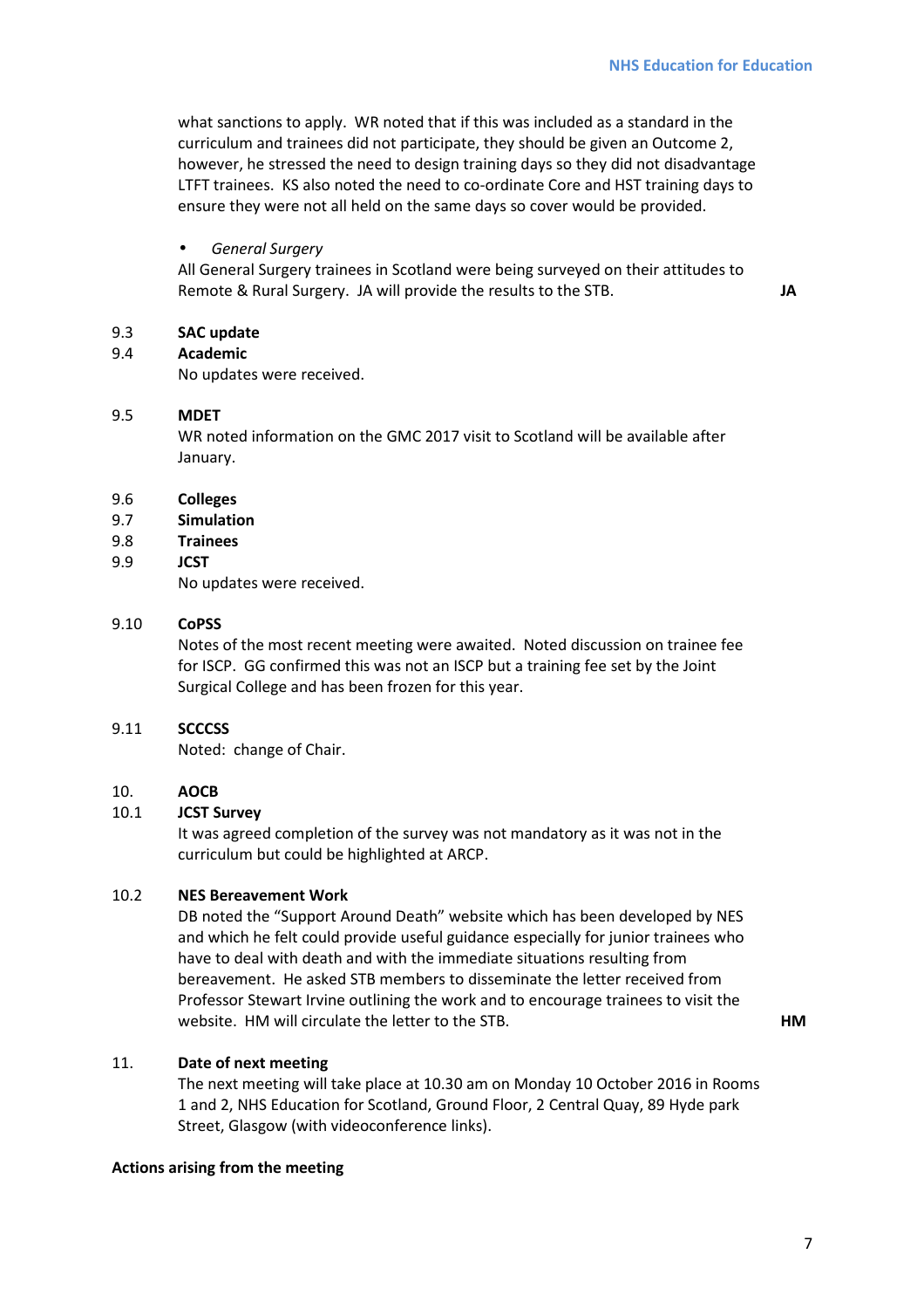what sanctions to apply. WR noted that if this was included as a standard in the curriculum and trainees did not participate, they should be given an Outcome 2, however, he stressed the need to design training days so they did not disadvantage LTFT trainees. KS also noted the need to co-ordinate Core and HST training days to ensure they were not all held on the same days so cover would be provided.

- *General Surgery*

All General Surgery trainees in Scotland were being surveyed on their attitudes to Remote & Rural Surgery. JA will provide the results to the STB. **JA**

9.3 **SAC update**

9.4 **Academic**

No updates were received.

9.5 **MDET**

WR noted information on the GMC 2017 visit to Scotland will be available after January.

9.6 **Colleges**

9.7 **Simulation**

9.8 **Trainees**

9.9 **JCST**

No updates were received.

9.10 **CoPSS**

Notes of the most recent meeting were awaited. Noted discussion on trainee fee for ISCP. GG confirmed this was not an ISCP but a training fee set by the Joint Surgical College and has been frozen for this year.

9.11 **SCCCSS**

Noted: change of Chair.

10. **AOCB**

10.1 **JCST Survey**

It was agreed completion of the survey was not mandatory as it was not in the curriculum but could be highlighted at ARCP.

10.2 **NES Bereavement Work**

DB noted the "Support Around Death" website which has been developed by NES and which he felt could provide useful guidance especially for junior trainees who have to deal with death and with the immediate situations resulting from bereavement. He asked STB members to disseminate the letter received from Professor Stewart Irvine outlining the work and to encourage trainees to visit the website. HM will circulate the letter to the STB. **HM**

11. **Date of next meeting**

The next meeting will take place at 10.30 am on Monday 10 October 2016 in Rooms 1 and 2, NHS Education for Scotland, Ground Floor, 2 Central Quay, 89 Hyde park Street, Glasgow (with videoconference links).

**Actions arising from the meeting**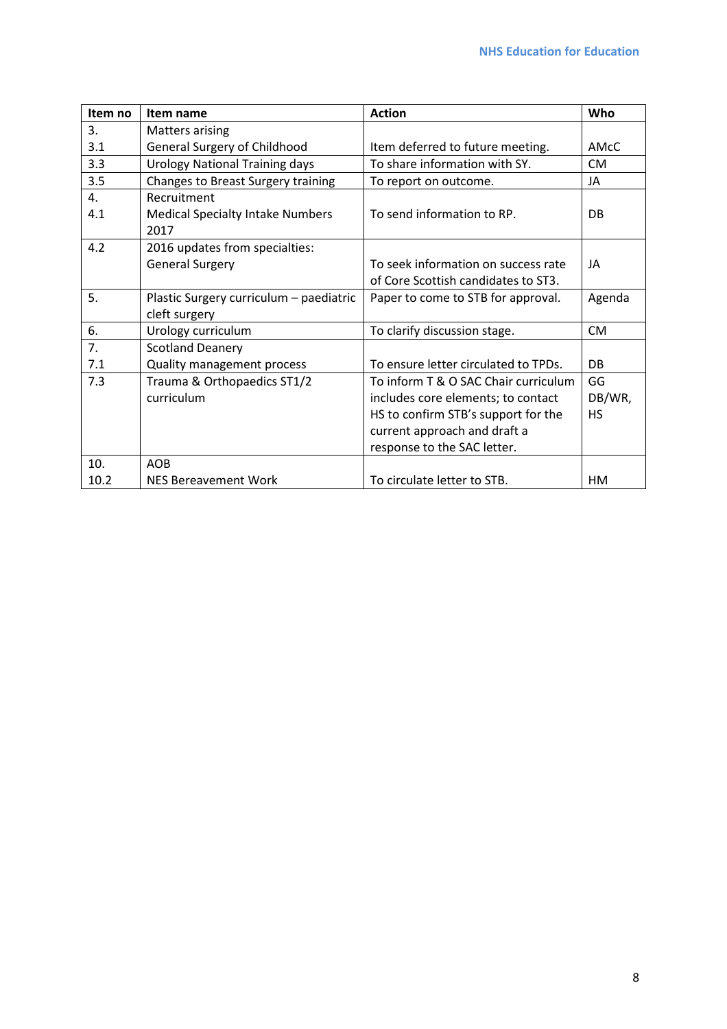| Item no | Item name | Action | Who |
|---|---|---|---|
| 3. | Matters arising | | |
| 3.1 | General Surgery of Childhood | Item deferred to future meeting. | AMcC |
| 3.3 | Urology National Training days | To share information with SY. | CM |
| 3.5 | Changes to Breast Surgery training | To report on outcome. | JA |
| 4. | Recruitment | | |
| 4.1 | Medical Specialty Intake Numbers 2017 | To send information to RP. | DB |
| 4.2 | 2016 updates from specialties: General Surgery | To seek information on success rate of Core Scottish candidates to ST3. | JA |
| 5. | Plastic Surgery curriculum – paediatric cleft surgery | Paper to come to STB for approval. | Agenda |
| 6. | Urology curriculum | To clarify discussion stage. | CM |
| 7. | Scotland Deanery | | |
| 7.1 | Quality management process | To ensure letter circulated to TPDs. | DB |
| 7.3 | Trauma & Orthopaedics ST1/2 curriculum | To inform T & O SAC Chair curriculum includes core elements; to contact HS to confirm STB's support for the current approach and draft a response to the SAC letter. | GG DB/WR, HS |
| 10. | AOB | | |
| 10.2 | NES Bereavement Work | To circulate letter to STB. | HM |